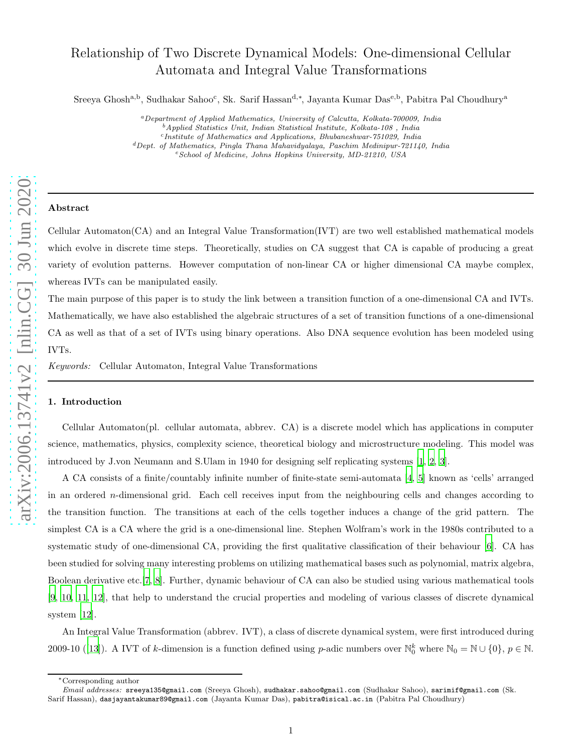# Relationship of Two Discrete Dynamical Models: One-dimensional Cellular Automata and Integral Value Transformations

Sreeya Ghosh[a,b], Sudhakar Sahoo[c], Sk. Sarif Hassan[d,*], Jayanta Kumar Das[e,b], Pabitra Pal Choudhury[a]

[a] *Department of Applied Mathematics, University of Calcutta, Kolkata-700009, India*
[b] *Applied Statistics Unit, Indian Statistical Institute, Kolkata-108 , India*
[c] *Institute of Mathematics and Applications, Bhubaneshwar-751029, India*
[d] *Dept. of Mathematics, Pingla Thana Mahavidyalaya, Paschim Medinipur-721140, India*
[e] *School of Medicine, Johns Hopkins University, MD-21210, USA*

---

**Abstract**

Cellular Automaton(CA) and an Integral Value Transformation(IVT) are two well established mathematical models which evolve in discrete time steps. Theoretically, studies on CA suggest that CA is capable of producing a great variety of evolution patterns. However computation of non-linear CA or higher dimensional CA maybe complex, whereas IVTs can be manipulated easily.

The main purpose of this paper is to study the link between a transition function of a one-dimensional CA and IVTs. Mathematically, we have also established the algebraic structures of a set of transition functions of a one-dimensional CA as well as that of a set of IVTs using binary operations. Also DNA sequence evolution has been modeled using IVTs.

*Keywords:* Cellular Automaton, Integral Value Transformations

---

## 1. Introduction

Cellular Automaton(pl. cellular automata, abbrev. CA) is a discrete model which has applications in computer science, mathematics, physics, complexity science, theoretical biology and microstructure modeling. This model was introduced by J.von Neumann and S.Ulam in 1940 for designing self replicating systems [1, 2, 3].

A CA consists of a finite/countably infinite number of finite-state semi-automata [4, 5] known as 'cells' arranged in an ordered $n$-dimensional grid. Each cell receives input from the neighbouring cells and changes according to the transition function. The transitions at each of the cells together induces a change of the grid pattern. The simplest CA is a CA where the grid is a one-dimensional line. Stephen Wolfram's work in the 1980s contributed to a systematic study of one-dimensional CA, providing the first qualitative classification of their behaviour [6]. CA has been studied for solving many interesting problems on utilizing mathematical bases such as polynomial, matrix algebra, Boolean derivative etc.[7, 8]. Further, dynamic behaviour of CA can also be studied using various mathematical tools [9, 10, 11, 12], that help to understand the crucial properties and modeling of various classes of discrete dynamical system [12].

An Integral Value Transformation (abbrev. IVT), a class of discrete dynamical system, were first introduced during 2009-10 ([13]). A IVT of $k$-dimension is a function defined using $p$-adic numbers over $\mathbb{N}_0^k$ where $\mathbb{N}_0 = \mathbb{N} \cup \{0\}$, $p \in \mathbb{N}$.

---

*Corresponding author

*Email addresses:* sreeya135@gmail.com (Sreeya Ghosh), sudhakar.sahoo@gmail.com (Sudhakar Sahoo), sarimif@gmail.com (Sk. Sarif Hassan), dasjayantakumar89@gmail.com (Jayanta Kumar Das), pabitra@isical.ac.in (Pabitra Pal Choudhury)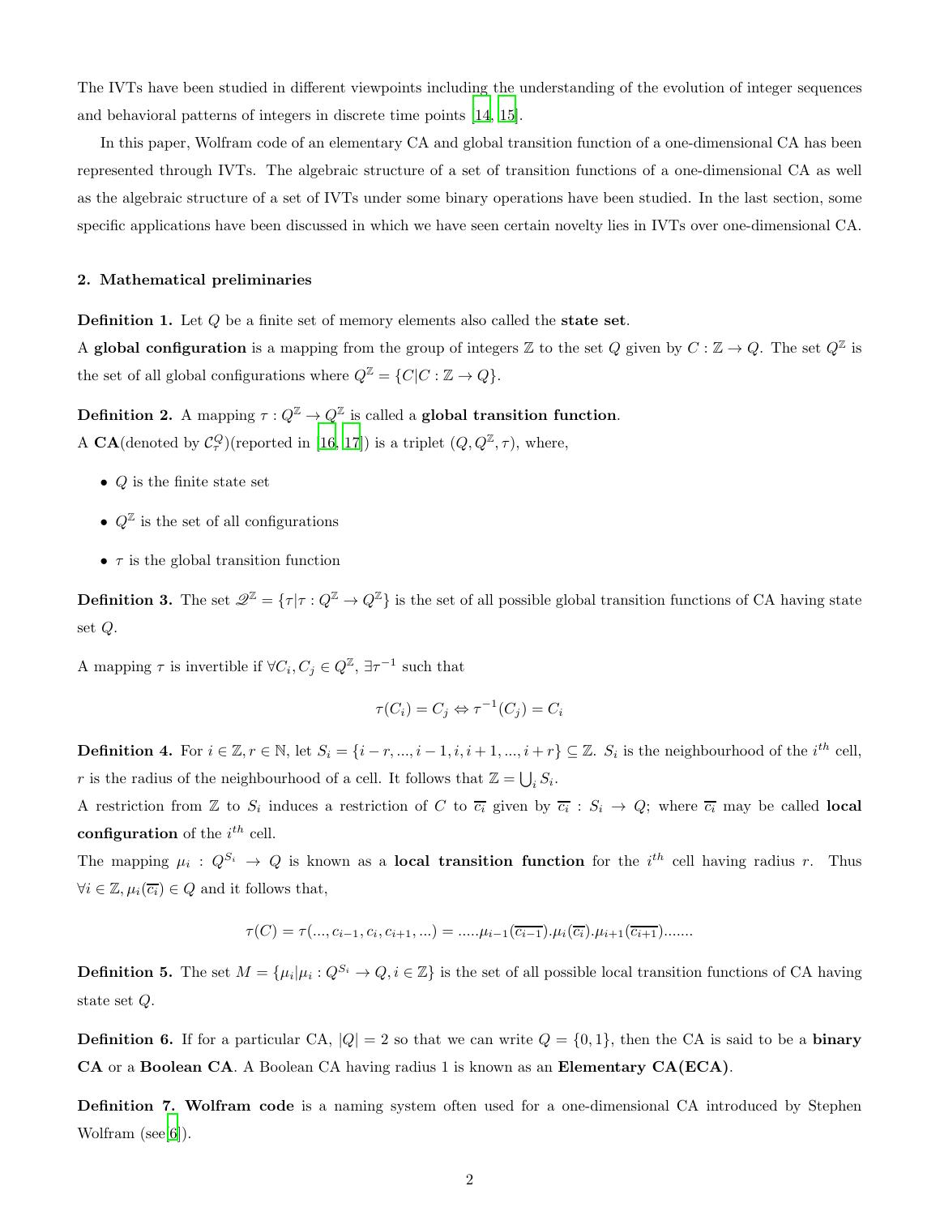The IVTs have been studied in different viewpoints including the understanding of the evolution of integer sequences and behavioral patterns of integers in discrete time points [14, 15].

In this paper, Wolfram code of an elementary CA and global transition function of a one-dimensional CA has been represented through IVTs. The algebraic structure of a set of transition functions of a one-dimensional CA as well as the algebraic structure of a set of IVTs under some binary operations have been studied. In the last section, some specific applications have been discussed in which we have seen certain novelty lies in IVTs over one-dimensional CA.

## 2. Mathematical preliminaries

**Definition 1.** Let $Q$ be a finite set of memory elements also called the **state set**.
A **global configuration** is a mapping from the group of integers $\mathbb{Z}$ to the set $Q$ given by $C : \mathbb{Z} \to Q$. The set $Q^{\mathbb{Z}}$ is the set of all global configurations where $Q^{\mathbb{Z}} = \{C | C : \mathbb{Z} \to Q\}$.

**Definition 2.** A mapping $\tau : Q^{\mathbb{Z}} \to Q^{\mathbb{Z}}$ is called a **global transition function**.
A **CA**(denoted by $\mathcal{C}_{\tau}^{Q}$)(reported in [16, 17]) is a triplet $(Q, Q^{\mathbb{Z}}, \tau)$, where,

- $Q$ is the finite state set
- $Q^{\mathbb{Z}}$ is the set of all configurations
- $\tau$ is the global transition function

**Definition 3.** The set $\mathscr{Q}^{\mathbb{Z}} = \{\tau | \tau : Q^{\mathbb{Z}} \to Q^{\mathbb{Z}}\}$ is the set of all possible global transition functions of CA having state set $Q$.

A mapping $\tau$ is invertible if $\forall C_i, C_j \in Q^{\mathbb{Z}}$, $\exists \tau^{-1}$ such that

$$\tau(C_i) = C_j \Leftrightarrow \tau^{-1}(C_j) = C_i$$

**Definition 4.** For $i \in \mathbb{Z}, r \in \mathbb{N}$, let $S_i = \{i - r, ..., i - 1, i, i + 1, ..., i + r\} \subseteq \mathbb{Z}$. $S_i$ is the neighbourhood of the $i^{th}$ cell, $r$ is the radius of the neighbourhood of a cell. It follows that $\mathbb{Z} = \bigcup_i S_i$.
A restriction from $\mathbb{Z}$ to $S_i$ induces a restriction of $C$ to $\overline{c_i}$ given by $\overline{c_i} : S_i \to Q$; where $\overline{c_i}$ may be called **local configuration** of the $i^{th}$ cell.
The mapping $\mu_i : Q^{S_i} \to Q$ is known as a **local transition function** for the $i^{th}$ cell having radius $r$. Thus $\forall i \in \mathbb{Z}, \mu_i(\overline{c_i}) \in Q$ and it follows that,

$$\tau(C) = \tau(..., c_{i-1}, c_i, c_{i+1}, ...) = .....\mu_{i-1}(\overline{c_{i-1}}).\mu_i(\overline{c_i}).\mu_{i+1}(\overline{c_{i+1}}).......$$

**Definition 5.** The set $M = \{\mu_i | \mu_i : Q^{S_i} \to Q, i \in \mathbb{Z}\}$ is the set of all possible local transition functions of CA having state set $Q$.

**Definition 6.** If for a particular CA, $|Q| = 2$ so that we can write $Q = \{0, 1\}$, then the CA is said to be a **binary CA** or a **Boolean CA**. A Boolean CA having radius 1 is known as an **Elementary CA(ECA)**.

**Definition 7. Wolfram code** is a naming system often used for a one-dimensional CA introduced by Stephen Wolfram (see[6]).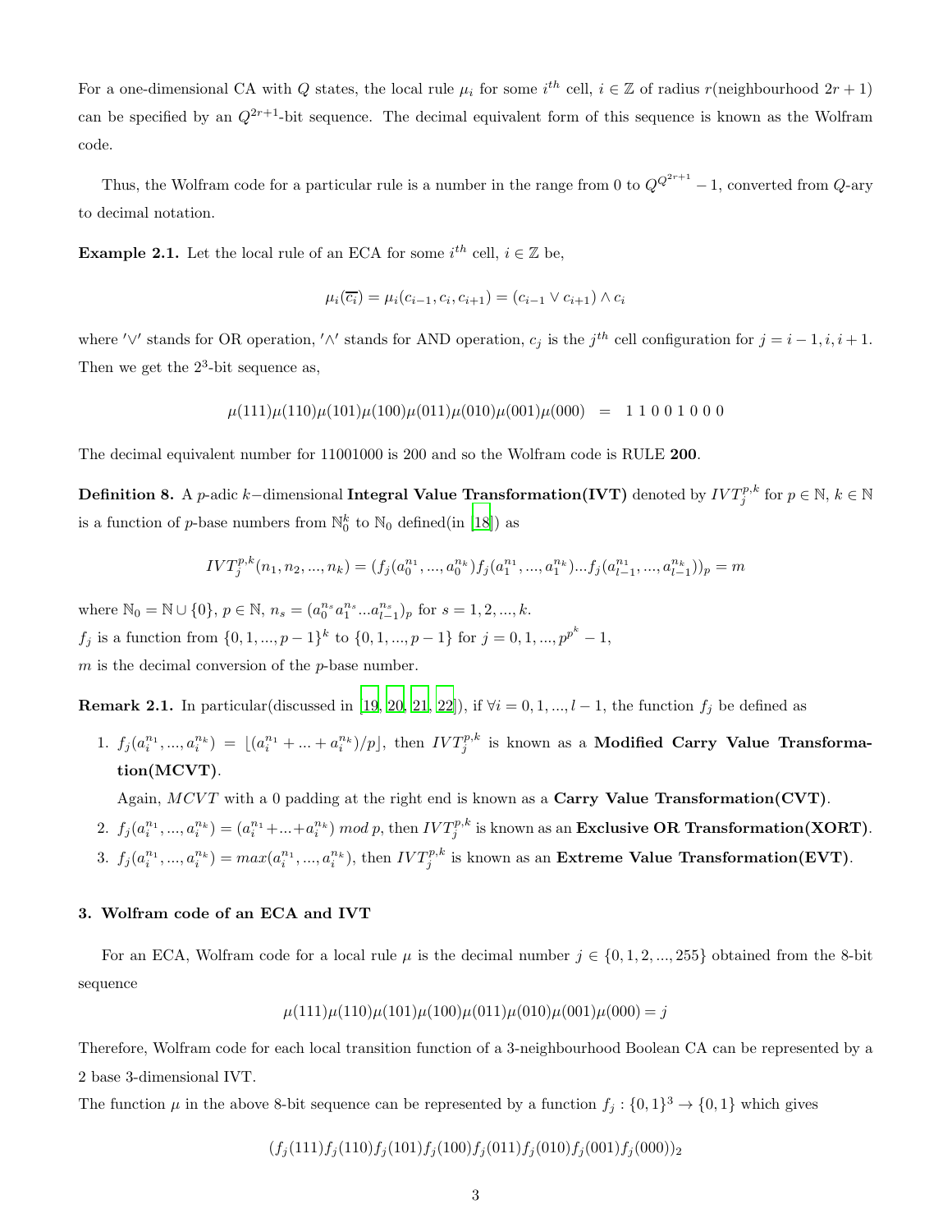For a one-dimensional CA with $Q$ states, the local rule $\mu_i$ for some $i^{th}$ cell, $i \in \mathbb{Z}$ of radius $r$(neighbourhood $2r+1$) can be specified by an $Q^{2r+1}$-bit sequence. The decimal equivalent form of this sequence is known as the Wolfram code.

Thus, the Wolfram code for a particular rule is a number in the range from 0 to $Q^{Q^{2r+1}} - 1$, converted from $Q$-ary to decimal notation.

**Example 2.1.** Let the local rule of an ECA for some $i^{th}$ cell, $i \in \mathbb{Z}$ be,

$$\mu_i(\overline{c_i}) = \mu_i(c_{i-1}, c_i, c_{i+1}) = (c_{i-1} \vee c_{i+1}) \wedge c_i$$

where $'\vee'$ stands for OR operation, $'\wedge'$ stands for AND operation, $c_j$ is the $j^{th}$ cell configuration for $j = i-1, i, i+1$. Then we get the $2^3$-bit sequence as,

$$\mu(111)\mu(110)\mu(101)\mu(100)\mu(011)\mu(010)\mu(001)\mu(000) \;=\; 1\;1\;0\;0\;1\;0\;0\;0$$

The decimal equivalent number for 11001000 is 200 and so the Wolfram code is RULE **200**.

**Definition 8.** A $p$-adic $k-$dimensional **Integral Value Transformation(IVT)** denoted by $IVT_j^{p,k}$ for $p \in \mathbb{N}$, $k \in \mathbb{N}$ is a function of $p$-base numbers from $\mathbb{N}_0^k$ to $\mathbb{N}_0$ defined(in [18]) as

$$IVT_j^{p,k}(n_1, n_2, ..., n_k) = (f_j(a_0^{n_1}, ..., a_0^{n_k}) f_j(a_1^{n_1}, ..., a_1^{n_k}) ... f_j(a_{l-1}^{n_1}, ..., a_{l-1}^{n_k}))_p = m$$

where $\mathbb{N}_0 = \mathbb{N} \cup \{0\}$, $p \in \mathbb{N}$, $n_s = (a_0^{n_s} a_1^{n_s} ... a_{l-1}^{n_s})_p$ for $s = 1, 2, ..., k$.
$f_j$ is a function from $\{0, 1, ..., p-1\}^k$ to $\{0, 1, ..., p-1\}$ for $j = 0, 1, ..., p^{p^k} - 1$,
$m$ is the decimal conversion of the $p$-base number.

**Remark 2.1.** In particular(discussed in [19, 20, 21, 22]), if $\forall i = 0, 1, ..., l-1$, the function $f_j$ be defined as

1. $f_j(a_i^{n_1}, ..., a_i^{n_k}) = \lfloor (a_i^{n_1} + ... + a_i^{n_k})/p \rfloor$, then $IVT_j^{p,k}$ is known as a **Modified Carry Value Transformation(MCVT)**.

   Again, $MCVT$ with a 0 padding at the right end is known as a **Carry Value Transformation(CVT)**.
2. $f_j(a_i^{n_1}, ..., a_i^{n_k}) = (a_i^{n_1} + ... + a_i^{n_k}) \bmod p$, then $IVT_j^{p,k}$ is known as an **Exclusive OR Transformation(XORT)**.
3. $f_j(a_i^{n_1}, ..., a_i^{n_k}) = max(a_i^{n_1}, ..., a_i^{n_k})$, then $IVT_j^{p,k}$ is known as an **Extreme Value Transformation(EVT)**.

### 3. Wolfram code of an ECA and IVT

For an ECA, Wolfram code for a local rule $\mu$ is the decimal number $j \in \{0, 1, 2, ..., 255\}$ obtained from the 8-bit sequence

$$\mu(111)\mu(110)\mu(101)\mu(100)\mu(011)\mu(010)\mu(001)\mu(000) = j$$

Therefore, Wolfram code for each local transition function of a 3-neighbourhood Boolean CA can be represented by a 2 base 3-dimensional IVT.
The function $\mu$ in the above 8-bit sequence can be represented by a function $f_j : \{0, 1\}^3 \to \{0, 1\}$ which gives

$$(f_j(111) f_j(110) f_j(101) f_j(100) f_j(011) f_j(010) f_j(001) f_j(000))_2$$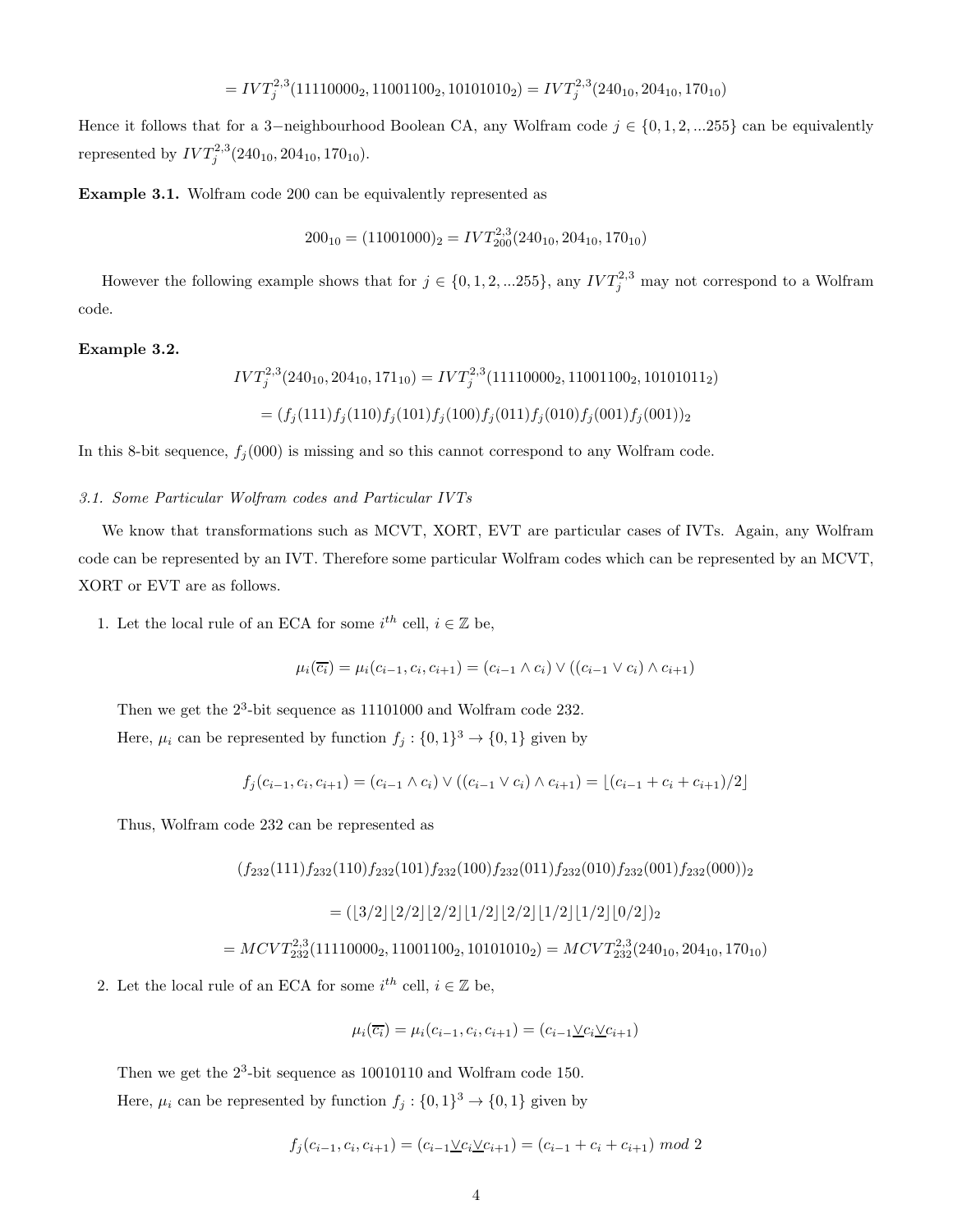$$= IVT_j^{2,3}(11110000_2, 11001100_2, 10101010_2) = IVT_j^{2,3}(240_{10}, 204_{10}, 170_{10})$$

Hence it follows that for a 3−neighbourhood Boolean CA, any Wolfram code $j \in \{0, 1, 2, ...255\}$ can be equivalently represented by $IVT_j^{2,3}(240_{10}, 204_{10}, 170_{10})$.

**Example 3.1.** Wolfram code 200 can be equivalently represented as

$$200_{10} = (11001000)_2 = IVT_{200}^{2,3}(240_{10}, 204_{10}, 170_{10})$$

However the following example shows that for $j \in \{0, 1, 2, ...255\}$, any $IVT_j^{2,3}$ may not correspond to a Wolfram code.

**Example 3.2.**

$$IVT_j^{2,3}(240_{10}, 204_{10}, 171_{10}) = IVT_j^{2,3}(11110000_2, 11001100_2, 10101011_2)$$

$$= (f_j(111) f_j(110) f_j(101) f_j(100) f_j(011) f_j(010) f_j(001) f_j(001))_2$$

In this 8-bit sequence, $f_j(000)$ is missing and so this cannot correspond to any Wolfram code.

*3.1. Some Particular Wolfram codes and Particular IVTs*

We know that transformations such as MCVT, XORT, EVT are particular cases of IVTs. Again, any Wolfram code can be represented by an IVT. Therefore some particular Wolfram codes which can be represented by an MCVT, XORT or EVT are as follows.

1. Let the local rule of an ECA for some $i^{th}$ cell, $i \in \mathbb{Z}$ be,

   $$\mu_i(\overline{c_i}) = \mu_i(c_{i-1}, c_i, c_{i+1}) = (c_{i-1} \wedge c_i) \vee ((c_{i-1} \vee c_i) \wedge c_{i+1})$$

   Then we get the $2^3$-bit sequence as 11101000 and Wolfram code 232.

   Here, $\mu_i$ can be represented by function $f_j : \{0, 1\}^3 \to \{0, 1\}$ given by

   $$f_j(c_{i-1}, c_i, c_{i+1}) = (c_{i-1} \wedge c_i) \vee ((c_{i-1} \vee c_i) \wedge c_{i+1}) = \lfloor (c_{i-1} + c_i + c_{i+1})/2 \rfloor$$

   Thus, Wolfram code 232 can be represented as

   $$(f_{232}(111) f_{232}(110) f_{232}(101) f_{232}(100) f_{232}(011) f_{232}(010) f_{232}(001) f_{232}(000))_2$$

   $$= (\lfloor 3/2 \rfloor \lfloor 2/2 \rfloor \lfloor 2/2 \rfloor \lfloor 1/2 \rfloor \lfloor 2/2 \rfloor \lfloor 1/2 \rfloor \lfloor 1/2 \rfloor \lfloor 0/2 \rfloor)_2$$

   $$= MCVT_{232}^{2,3}(11110000_2, 11001100_2, 10101010_2) = MCVT_{232}^{2,3}(240_{10}, 204_{10}, 170_{10})$$

2. Let the local rule of an ECA for some $i^{th}$ cell, $i \in \mathbb{Z}$ be,

   $$\mu_i(\overline{c_i}) = \mu_i(c_{i-1}, c_i, c_{i+1}) = (c_{i-1} \underline{\vee} c_i \underline{\vee} c_{i+1})$$

   Then we get the $2^3$-bit sequence as 10010110 and Wolfram code 150.

   Here, $\mu_i$ can be represented by function $f_j : \{0, 1\}^3 \to \{0, 1\}$ given by

   $$f_j(c_{i-1}, c_i, c_{i+1}) = (c_{i-1} \underline{\vee} c_i \underline{\vee} c_{i+1}) = (c_{i-1} + c_i + c_{i+1}) \ mod \ 2$$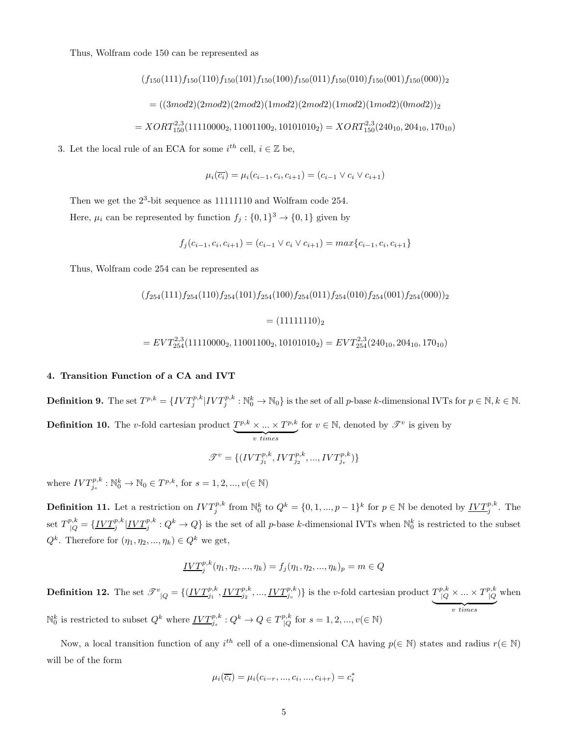Thus, Wolfram code 150 can be represented as

$$(f_{150}(111)f_{150}(110)f_{150}(101)f_{150}(100)f_{150}(011)f_{150}(010)f_{150}(001)f_{150}(000))_2$$

$$= ((3mod2)(2mod2)(2mod2)(1mod2)(2mod2)(1mod2)(1mod2)(0mod2))_2$$

$$= XORT^{2,3}_{150}(11110000_2, 11001100_2, 10101010_2) = XORT^{2,3}_{150}(240_{10}, 204_{10}, 170_{10})$$

3. Let the local rule of an ECA for some $i^{th}$ cell, $i \in \mathbb{Z}$ be,

$$\mu_i(\overline{c_i}) = \mu_i(c_{i-1}, c_i, c_{i+1}) = (c_{i-1} \vee c_i \vee c_{i+1})$$

Then we get the $2^3$-bit sequence as 11111110 and Wolfram code 254.

Here, $\mu_i$ can be represented by function $f_j : \{0,1\}^3 \to \{0,1\}$ given by

$$f_j(c_{i-1}, c_i, c_{i+1}) = (c_{i-1} \vee c_i \vee c_{i+1}) = max\{c_{i-1}, c_i, c_{i+1}\}$$

Thus, Wolfram code 254 can be represented as

$$(f_{254}(111)f_{254}(110)f_{254}(101)f_{254}(100)f_{254}(011)f_{254}(010)f_{254}(001)f_{254}(000))_2$$

$$= (11111110)_2$$

$$= EVT^{2,3}_{254}(11110000_2, 11001100_2, 10101010_2) = EVT^{2,3}_{254}(240_{10}, 204_{10}, 170_{10})$$

## 4. Transition Function of a CA and IVT

**Definition 9.** The set $T^{p,k} = \{IVT^{p,k}_j | IVT^{p,k}_j : \mathbb{N}^k_0 \to \mathbb{N}_0\}$ is the set of all $p$-base $k$-dimensional IVTs for $p \in \mathbb{N}, k \in \mathbb{N}$.

**Definition 10.** The $v$-fold cartesian product $\underbrace{T^{p,k} \times ... \times T^{p,k}}_{v\ times}$ for $v \in \mathbb{N}$, denoted by $\mathscr{T}^v$ is given by

$$\mathscr{T}^v = \{(IVT^{p,k}_{j_1}, IVT^{p,k}_{j_2}, ..., IVT^{p,k}_{j_v})\}$$

where $IVT^{p,k}_{j_s} : \mathbb{N}^k_0 \to \mathbb{N}_0 \in T^{p,k}$, for $s = 1, 2, ..., v (\in \mathbb{N})$

**Definition 11.** Let a restriction on $IVT^{p,k}_j$ from $\mathbb{N}^k_0$ to $Q^k = \{0, 1, ..., p-1\}^k$ for $p \in \mathbb{N}$ be denoted by $\underline{IVT}^{p,k}_j$. The set $T^{p,k}_{|Q} = \{\underline{IVT}^{p,k}_j | \underline{IVT}^{p,k}_j : Q^k \to Q\}$ is the set of all $p$-base $k$-dimensional IVTs when $\mathbb{N}^k_0$ is restricted to the subset $Q^k$. Therefore for $(\eta_1, \eta_2, ..., \eta_k) \in Q^k$ we get,

$$\underline{IVT}^{p,k}_j(\eta_1, \eta_2, ..., \eta_k) = f_j(\eta_1, \eta_2, ..., \eta_k)_p = m \in Q$$

**Definition 12.** The set $\mathscr{T}^v{}_{|Q} = \{(\underline{IVT}^{p,k}_{j_1}, \underline{IVT}^{p,k}_{j_2}, ..., \underline{IVT}^{p,k}_{j_v})\}$ is the $v$-fold cartesian product $\underbrace{T^{p,k}_{|Q} \times ... \times T^{p,k}_{|Q}}_{v\ times}$ when $\mathbb{N}^k_0$ is restricted to subset $Q^k$ where $\underline{IVT}^{p,k}_{j_s} : Q^k \to Q \in T^{p,k}_{|Q}$ for $s = 1, 2, ..., v (\in \mathbb{N})$

Now, a local transition function of any $i^{th}$ cell of a one-dimensional CA having $p (\in \mathbb{N})$ states and radius $r (\in \mathbb{N})$ will be of the form

$$\mu_i(\overline{c_i}) = \mu_i(c_{i-r}, ..., c_i, ..., c_{i+r}) = c^*_i$$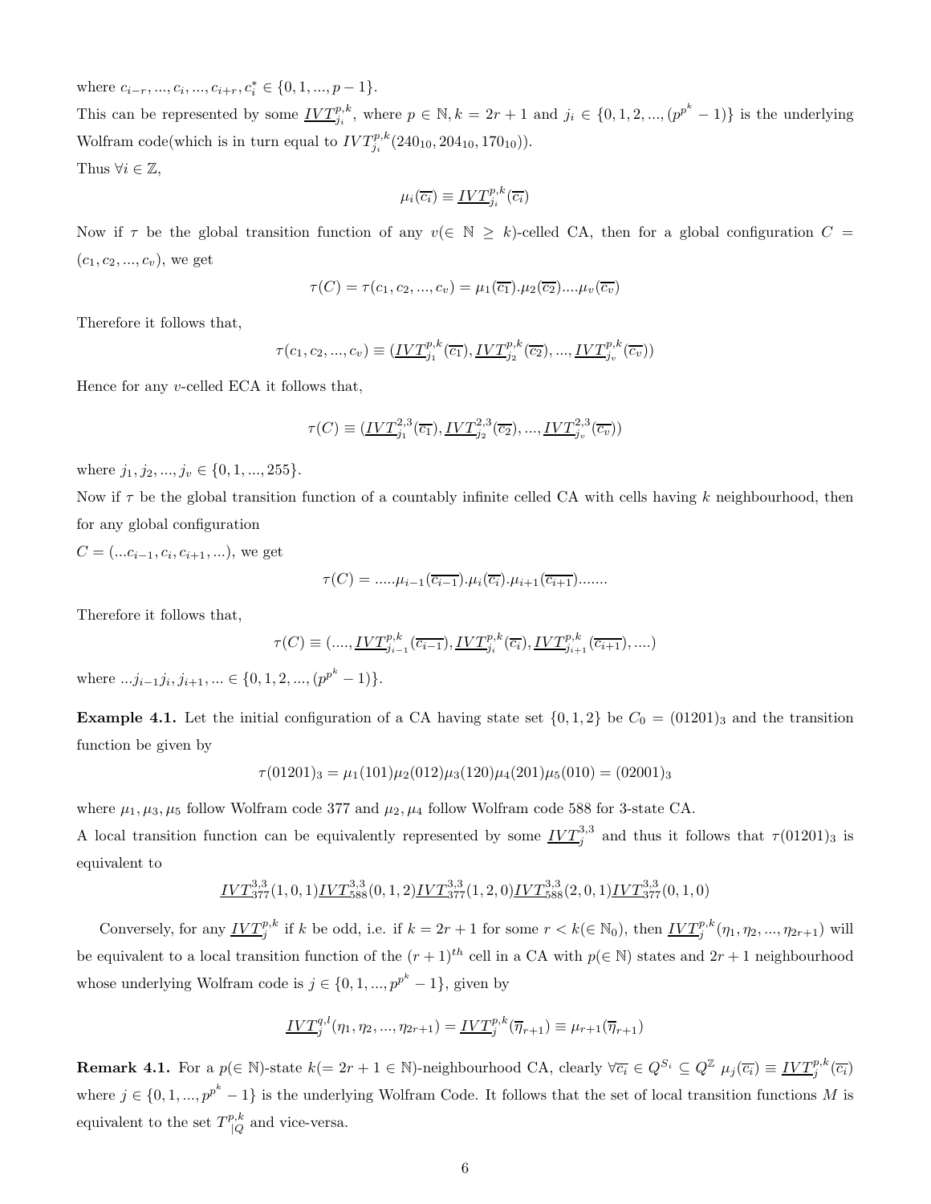where $c_{i-r}, ..., c_i, ..., c_{i+r}, c_i^* \in \{0, 1, ..., p-1\}$.

This can be represented by some $\underline{IVT}_{j_i}^{p,k}$, where $p \in \mathbb{N}, k = 2r+1$ and $j_i \in \{0, 1, 2, ..., (p^{p^k} - 1)\}$ is the underlying Wolfram code(which is in turn equal to $IVT_{j_i}^{p,k}(240_{10}, 204_{10}, 170_{10})$).

Thus $\forall i \in \mathbb{Z}$,

$$\mu_i(\overline{c_i}) \equiv \underline{IVT}_{j_i}^{p,k}(\overline{c_i})$$

Now if $\tau$ be the global transition function of any $v(\in \mathbb{N} \geq k)$-celled CA, then for a global configuration $C = (c_1, c_2, ..., c_v)$, we get

$$\tau(C) = \tau(c_1, c_2, ..., c_v) = \mu_1(\overline{c_1}).\mu_2(\overline{c_2})....\mu_v(\overline{c_v})$$

Therefore it follows that,

$$\tau(c_1, c_2, ..., c_v) \equiv (\underline{IVT}_{j_1}^{p,k}(\overline{c_1}), \underline{IVT}_{j_2}^{p,k}(\overline{c_2}), ..., \underline{IVT}_{j_v}^{p,k}(\overline{c_v}))$$

Hence for any $v$-celled ECA it follows that,

$$\tau(C) \equiv (\underline{IVT}_{j_1}^{2,3}(\overline{c_1}), \underline{IVT}_{j_2}^{2,3}(\overline{c_2}), ..., \underline{IVT}_{j_v}^{2,3}(\overline{c_v}))$$

where $j_1, j_2, ..., j_v \in \{0, 1, ..., 255\}$.

Now if $\tau$ be the global transition function of a countably infinite celled CA with cells having $k$ neighbourhood, then for any global configuration

$C = (...c_{i-1}, c_i, c_{i+1}, ...)$, we get

$$\tau(C) = .....\mu_{i-1}(\overline{c_{i-1}}).\mu_i(\overline{c_i}).\mu_{i+1}(\overline{c_{i+1}}).......$$

Therefore it follows that,

$$\tau(C) \equiv (....., \underline{IVT}_{j_{i-1}}^{p,k}(\overline{c_{i-1}}), \underline{IVT}_{j_i}^{p,k}(\overline{c_i}), \underline{IVT}_{j_{i+1}}^{p,k}(\overline{c_{i+1}}), ....)$$

where $...j_{i-1}j_i, j_{i+1}, ... \in \{0, 1, 2, ..., (p^{p^k} - 1)\}$.

**Example 4.1.** Let the initial configuration of a CA having state set $\{0, 1, 2\}$ be $C_0 = (01201)_3$ and the transition function be given by

$$\tau(01201)_3 = \mu_1(101)\mu_2(012)\mu_3(120)\mu_4(201)\mu_5(010) = (02001)_3$$

where $\mu_1, \mu_3, \mu_5$ follow Wolfram code 377 and $\mu_2, \mu_4$ follow Wolfram code 588 for 3-state CA.

A local transition function can be equivalently represented by some $\underline{IVT}_j^{3,3}$ and thus it follows that $\tau(01201)_3$ is equivalent to

$$\underline{IVT}_{377}^{3,3}(1, 0, 1)\underline{IVT}_{588}^{3,3}(0, 1, 2)\underline{IVT}_{377}^{3,3}(1, 2, 0)\underline{IVT}_{588}^{3,3}(2, 0, 1)\underline{IVT}_{377}^{3,3}(0, 1, 0)$$

Conversely, for any $\underline{IVT}_j^{p,k}$ if $k$ be odd, i.e. if $k = 2r+1$ for some $r < k(\in \mathbb{N}_0)$, then $\underline{IVT}_j^{p,k}(\eta_1, \eta_2, ..., \eta_{2r+1})$ will be equivalent to a local transition function of the $(r+1)^{th}$ cell in a CA with $p(\in \mathbb{N})$ states and $2r+1$ neighbourhood whose underlying Wolfram code is $j \in \{0, 1, ..., p^{p^k} - 1\}$, given by

$$\underline{IVT}_j^{q,l}(\eta_1, \eta_2, ..., \eta_{2r+1}) = \underline{IVT}_j^{p,k}(\overline{\eta}_{r+1}) \equiv \mu_{r+1}(\overline{\eta}_{r+1})$$

**Remark 4.1.** For a $p(\in \mathbb{N})$-state $k(= 2r+1 \in \mathbb{N})$-neighbourhood CA, clearly $\forall \overline{c_i} \in Q^{S_i} \subseteq Q^{\mathbb{Z}}$ $\mu_j(\overline{c_i}) \equiv \underline{IVT}_j^{p,k}(\overline{c_i})$ where $j \in \{0, 1, ..., p^{p^k} - 1\}$ is the underlying Wolfram Code. It follows that the set of local transition functions $M$ is equivalent to the set $T_{|Q}^{p,k}$ and vice-versa.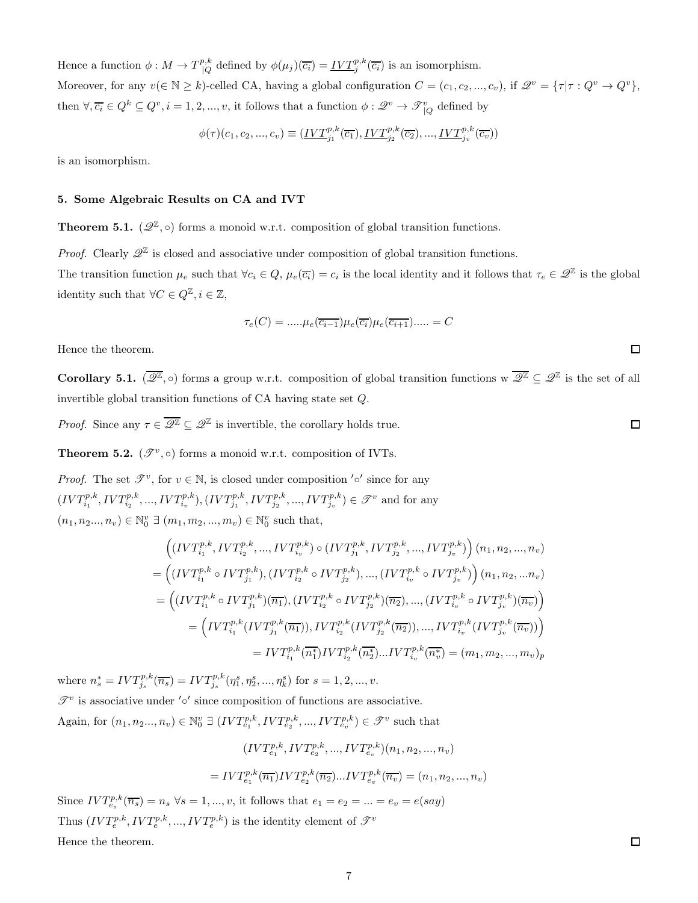Hence a function $\phi : M \to T^{p,k}_{|Q}$ defined by $\phi(\mu_j)(\overline{c_i}) = \underline{IVT}^{p,k}_j(\overline{c_i})$ is an isomorphism.

Moreover, for any $v(\in \mathbb{N} \geq k)$-celled CA, having a global configuration $C = (c_1, c_2, ..., c_v)$, if $\mathscr{Q}^v = \{\tau | \tau : Q^v \to Q^v\}$, then $\forall, \overline{c_i} \in Q^k \subseteq Q^v, i = 1, 2, ..., v$, it follows that a function $\phi : \mathscr{Q}^v \to \mathscr{T}^v_{|Q}$ defined by

$$\phi(\tau)(c_1, c_2, ..., c_v) \equiv (\underline{IVT}^{p,k}_{j_1}(\overline{c_1}), \underline{IVT}^{p,k}_{j_2}(\overline{c_2}), ..., \underline{IVT}^{p,k}_{j_v}(\overline{c_v}))$$

is an isomorphism.

### 5. Some Algebraic Results on CA and IVT

**Theorem 5.1.** $(\mathscr{Q}^{\mathbb{Z}}, \circ)$ forms a monoid w.r.t. composition of global transition functions.

*Proof.* Clearly $\mathscr{Q}^{\mathbb{Z}}$ is closed and associative under composition of global transition functions.

The transition function $\mu_e$ such that $\forall c_i \in Q$, $\mu_e(\overline{c_i}) = c_i$ is the local identity and it follows that $\tau_e \in \mathscr{Q}^{\mathbb{Z}}$ is the global identity such that $\forall C \in Q^{\mathbb{Z}}, i \in \mathbb{Z}$,

$$\tau_e(C) = .....\mu_e(\overline{c_{i-1}})\mu_e(\overline{c_i})\mu_e(\overline{c_{i+1}})..... = C$$

Hence the theorem. □

**Corollary 5.1.** $(\overline{\mathscr{Q}^{\mathbb{Z}}}, \circ)$ forms a group w.r.t. composition of global transition functions w $\overline{\mathscr{Q}^{\mathbb{Z}}} \subseteq \mathscr{Q}^{\mathbb{Z}}$ is the set of all invertible global transition functions of CA having state set $Q$.

*Proof.* Since any $\tau \in \overline{\mathscr{Q}^{\mathbb{Z}}} \subseteq \mathscr{Q}^{\mathbb{Z}}$ is invertible, the corollary holds true. □

**Theorem 5.2.** $(\mathscr{T}^v, \circ)$ forms a monoid w.r.t. composition of IVTs.

*Proof.* The set $\mathscr{T}^v$, for $v \in \mathbb{N}$, is closed under composition $'\circ'$ since for any $(IVT^{p,k}_{i_1}, IVT^{p,k}_{i_2}, ..., IVT^{p,k}_{i_v}), (IVT^{p,k}_{j_1}, IVT^{p,k}_{j_2}, ..., IVT^{p,k}_{j_v}) \in \mathscr{T}^v$ and for any $(n_1, n_2..., n_v) \in \mathbb{N}^v_0$ $\exists$ $(m_1, m_2, ..., m_v) \in \mathbb{N}^v_0$ such that,

$$\begin{aligned}
&\left((IVT^{p,k}_{i_1}, IVT^{p,k}_{i_2}, ..., IVT^{p,k}_{i_v}) \circ (IVT^{p,k}_{j_1}, IVT^{p,k}_{j_2}, ..., IVT^{p,k}_{j_v})\right)(n_1, n_2, ..., n_v) \\
&= \left((IVT^{p,k}_{i_1} \circ IVT^{p,k}_{j_1}), (IVT^{p,k}_{i_2} \circ IVT^{p,k}_{j_2}), ..., (IVT^{p,k}_{i_v} \circ IVT^{p,k}_{j_v})\right)(n_1, n_2, ...n_v) \\
&= \left((IVT^{p,k}_{i_1} \circ IVT^{p,k}_{j_1})(\overline{n_1}), (IVT^{p,k}_{i_2} \circ IVT^{p,k}_{j_2})(\overline{n_2}), ..., (IVT^{p,k}_{i_v} \circ IVT^{p,k}_{j_v})(\overline{n_v})\right) \\
&= \left(IVT^{p,k}_{i_1}(IVT^{p,k}_{j_1}(\overline{n_1})), IVT^{p,k}_{i_2}(IVT^{p,k}_{j_2}(\overline{n_2})), ..., IVT^{p,k}_{i_v}(IVT^{p,k}_{j_v}(\overline{n_v}))\right) \\
&= IVT^{p,k}_{i_1}(\overline{n^*_1})IVT^{p,k}_{i_2}(\overline{n^*_2})...IVT^{p,k}_{i_v}(\overline{n^*_v}) = (m_1, m_2, ..., m_v)_p
\end{aligned}$$

where $n^*_s = IVT^{p,k}_{j_s}(\overline{n_s}) = IVT^{p,k}_{j_s}(\eta^s_1, \eta^s_2, ..., \eta^s_k)$ for $s = 1, 2, ..., v$.

$\mathscr{T}^v$ is associative under $'\circ'$ since composition of functions are associative.

Again, for $(n_1, n_2..., n_v) \in \mathbb{N}^v_0$ $\exists$ $(IVT^{p,k}_{e_1}, IVT^{p,k}_{e_2}, ..., IVT^{p,k}_{e_v}) \in \mathscr{T}^v$ such that

$$(IVT^{p,k}_{e_1}, IVT^{p,k}_{e_2}, ..., IVT^{p,k}_{e_v})(n_1, n_2, ..., n_v)$$

$$= IVT^{p,k}_{e_1}(\overline{n_1})IVT^{p,k}_{e_2}(\overline{n_2})...IVT^{p,k}_{e_v}(\overline{n_v}) = (n_1, n_2, ..., n_v)$$

Since $IVT^{p,k}_{e_s}(\overline{n_s}) = n_s$ $\forall s = 1, ..., v$, it follows that $e_1 = e_2 = ... = e_v = e(say)$

Thus $(IVT^{p,k}_e, IVT^{p,k}_e, ..., IVT^{p,k}_e)$ is the identity element of $\mathscr{T}^v$

Hence the theorem. □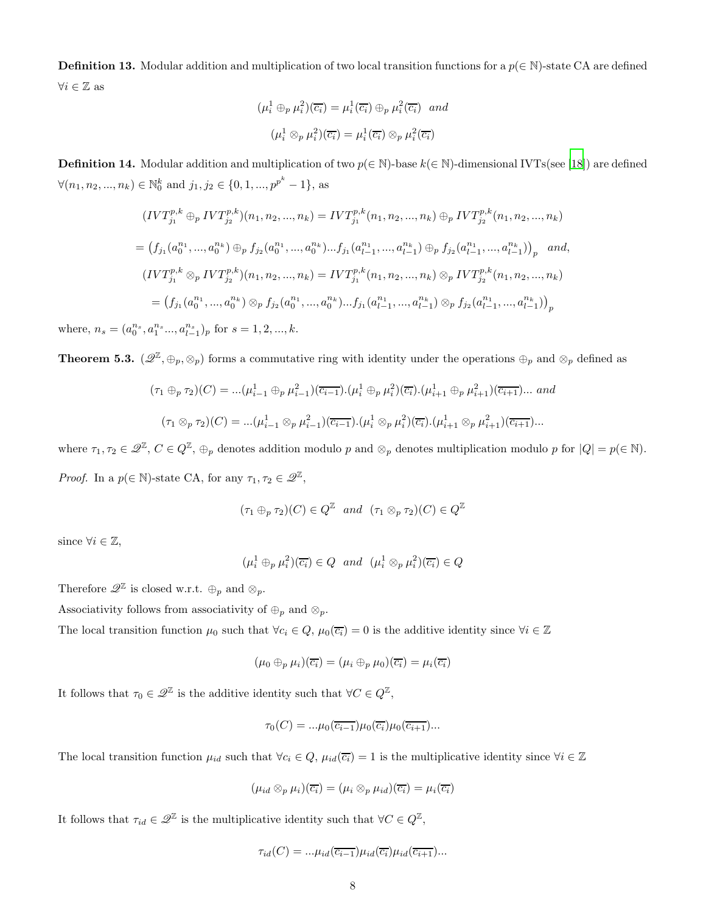**Definition 13.** Modular addition and multiplication of two local transition functions for a $p(\in \mathbb{N})$-state CA are defined $\forall i \in \mathbb{Z}$ as

$$(\mu_i^1 \oplus_p \mu_i^2)(\overline{c_i}) = \mu_i^1(\overline{c_i}) \oplus_p \mu_i^2(\overline{c_i}) \quad and$$

$$(\mu_i^1 \otimes_p \mu_i^2)(\overline{c_i}) = \mu_i^1(\overline{c_i}) \otimes_p \mu_i^2(\overline{c_i})$$

**Definition 14.** Modular addition and multiplication of two $p(\in \mathbb{N})$-base $k(\in \mathbb{N})$-dimensional IVTs(see [18]) are defined $\forall (n_1, n_2, ..., n_k) \in \mathbb{N}_0^k$ and $j_1, j_2 \in \{0, 1, ..., p^{p^k} - 1\}$, as

$$(IVT_{j_1}^{p,k} \oplus_p IVT_{j_2}^{p,k})(n_1, n_2, ..., n_k) = IVT_{j_1}^{p,k}(n_1, n_2, ..., n_k) \oplus_p IVT_{j_2}^{p,k}(n_1, n_2, ..., n_k)$$

$$= \left(f_{j_1}(a_0^{n_1}, ..., a_0^{n_k}) \oplus_p f_{j_2}(a_0^{n_1}, ..., a_0^{n_k}) ... f_{j_1}(a_{l-1}^{n_1}, ..., a_{l-1}^{n_k}) \oplus_p f_{j_2}(a_{l-1}^{n_1}, ..., a_{l-1}^{n_k})\right)_p \quad and,$$

$$(IVT_{j_1}^{p,k} \otimes_p IVT_{j_2}^{p,k})(n_1, n_2, ..., n_k) = IVT_{j_1}^{p,k}(n_1, n_2, ..., n_k) \otimes_p IVT_{j_2}^{p,k}(n_1, n_2, ..., n_k)$$

$$= \left(f_{j_1}(a_0^{n_1}, ..., a_0^{n_k}) \otimes_p f_{j_2}(a_0^{n_1}, ..., a_0^{n_k}) ... f_{j_1}(a_{l-1}^{n_1}, ..., a_{l-1}^{n_k}) \otimes_p f_{j_2}(a_{l-1}^{n_1}, ..., a_{l-1}^{n_k})\right)_p$$

where, $n_s = (a_0^{n_s}, a_1^{n_s} ..., a_{l-1}^{n_s})_p$ for $s = 1, 2, ..., k$.

**Theorem 5.3.** $(\mathscr{Q}^{\mathbb{Z}}, \oplus_p, \otimes_p)$ forms a commutative ring with identity under the operations $\oplus_p$ and $\otimes_p$ defined as

$$(\tau_1 \oplus_p \tau_2)(C) = ...(\mu_{i-1}^1 \oplus_p \mu_{i-1}^2)(\overline{c_{i-1}}).(\mu_i^1 \oplus_p \mu_i^2)(\overline{c_i}).(\mu_{i+1}^1 \oplus_p \mu_{i+1}^2)(\overline{c_{i+1}})... \ and$$

$$(\tau_1 \otimes_p \tau_2)(C) = ...(\mu_{i-1}^1 \otimes_p \mu_{i-1}^2)(\overline{c_{i-1}}).(\mu_i^1 \otimes_p \mu_i^2)(\overline{c_i}).(\mu_{i+1}^1 \otimes_p \mu_{i+1}^2)(\overline{c_{i+1}})...$$

where $\tau_1, \tau_2 \in \mathscr{Q}^{\mathbb{Z}}$, $C \in Q^{\mathbb{Z}}$, $\oplus_p$ denotes addition modulo $p$ and $\otimes_p$ denotes multiplication modulo $p$ for $|Q| = p(\in \mathbb{N})$.

*Proof.* In a $p(\in \mathbb{N})$-state CA, for any $\tau_1, \tau_2 \in \mathscr{Q}^{\mathbb{Z}}$,

$$(\tau_1 \oplus_p \tau_2)(C) \in Q^{\mathbb{Z}} \quad and \quad (\tau_1 \otimes_p \tau_2)(C) \in Q^{\mathbb{Z}}$$

since $\forall i \in \mathbb{Z}$,

$$(\mu_i^1 \oplus_p \mu_i^2)(\overline{c_i}) \in Q \quad and \quad (\mu_i^1 \otimes_p \mu_i^2)(\overline{c_i}) \in Q$$

Therefore $\mathscr{Q}^{\mathbb{Z}}$ is closed w.r.t. $\oplus_p$ and $\otimes_p$.

Associativity follows from associativity of $\oplus_p$ and $\otimes_p$.

The local transition function $\mu_0$ such that $\forall c_i \in Q$, $\mu_0(\overline{c_i}) = 0$ is the additive identity since $\forall i \in \mathbb{Z}$

$$(\mu_0 \oplus_p \mu_i)(\overline{c_i}) = (\mu_i \oplus_p \mu_0)(\overline{c_i}) = \mu_i(\overline{c_i})$$

It follows that $\tau_0 \in \mathscr{Q}^{\mathbb{Z}}$ is the additive identity such that $\forall C \in Q^{\mathbb{Z}}$,

$$\tau_0(C) = ...\mu_0(\overline{c_{i-1}})\mu_0(\overline{c_i})\mu_0(\overline{c_{i+1}})...$$

The local transition function $\mu_{id}$ such that $\forall c_i \in Q$, $\mu_{id}(\overline{c_i}) = 1$ is the multiplicative identity since $\forall i \in \mathbb{Z}$

$$(\mu_{id} \otimes_p \mu_i)(\overline{c_i}) = (\mu_i \otimes_p \mu_{id})(\overline{c_i}) = \mu_i(\overline{c_i})$$

It follows that $\tau_{id} \in \mathscr{Q}^{\mathbb{Z}}$ is the multiplicative identity such that $\forall C \in Q^{\mathbb{Z}}$,

$$\tau_{id}(C) = ...\mu_{id}(\overline{c_{i-1}})\mu_{id}(\overline{c_i})\mu_{id}(\overline{c_{i+1}})...$$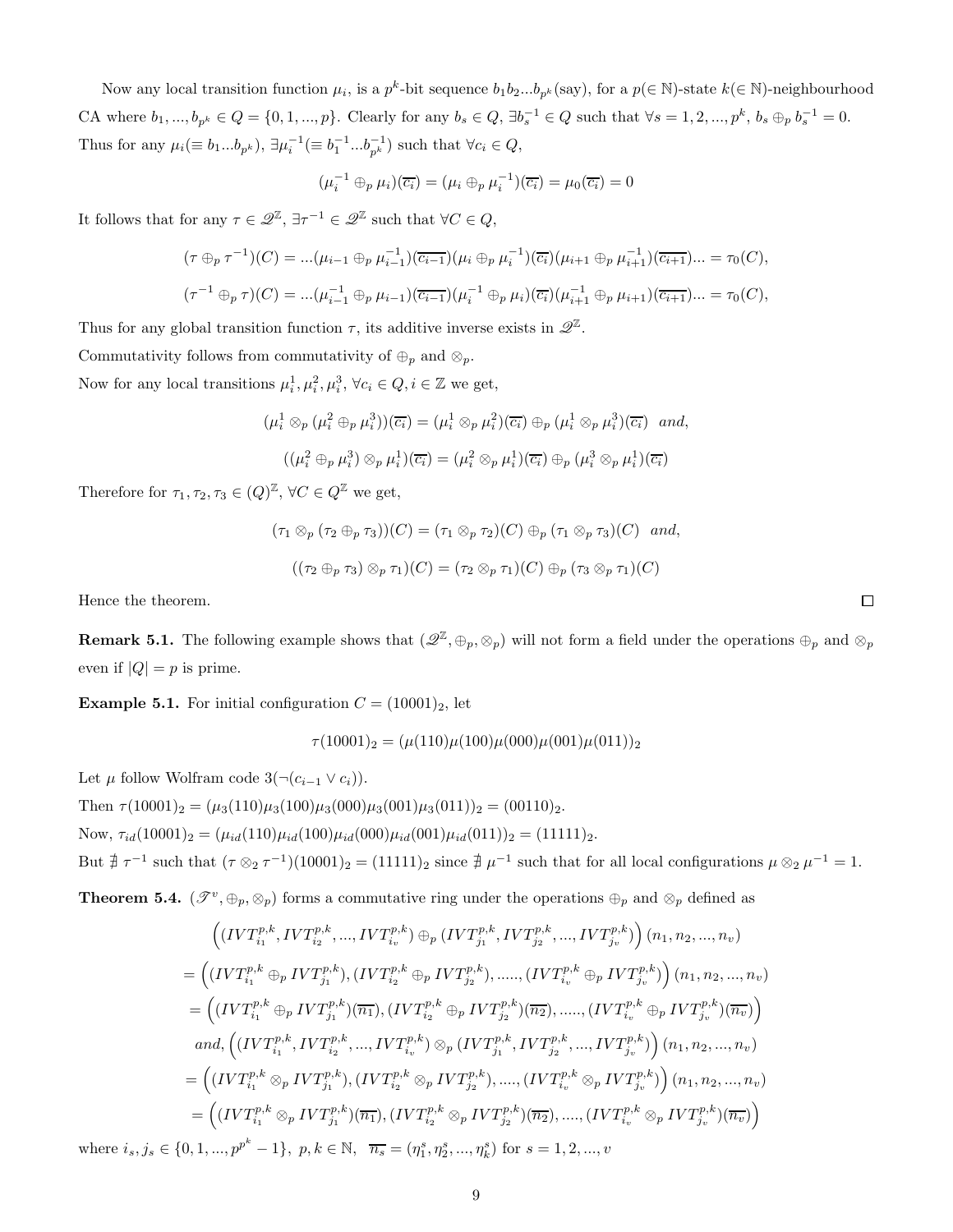Now any local transition function $\mu_i$, is a $p^k$-bit sequence $b_1b_2...b_{p^k}$(say), for a $p(\in \mathbb{N})$-state $k(\in \mathbb{N})$-neighbourhood CA where $b_1,...,b_{p^k} \in Q = \{0,1,...,p\}$. Clearly for any $b_s \in Q$, $\exists b_s^{-1} \in Q$ such that $\forall s = 1,2,...,p^k$, $b_s \oplus_p b_s^{-1} = 0$. Thus for any $\mu_i(\equiv b_1...b_{p^k})$, $\exists \mu_i^{-1}(\equiv b_1^{-1}...b_{p^k}^{-1})$ such that $\forall c_i \in Q$,

$$(\mu_i^{-1} \oplus_p \mu_i)(\overline{c_i}) = (\mu_i \oplus_p \mu_i^{-1})(\overline{c_i}) = \mu_0(\overline{c_i}) = 0$$

It follows that for any $\tau \in \mathscr{Q}^{\mathbb{Z}}$, $\exists \tau^{-1} \in \mathscr{Q}^{\mathbb{Z}}$ such that $\forall C \in Q$,

$$(\tau \oplus_p \tau^{-1})(C) = ...(\mu_{i-1} \oplus_p \mu_{i-1}^{-1})(\overline{c_{i-1}})(\mu_i \oplus_p \mu_i^{-1})(\overline{c_i})(\mu_{i+1} \oplus_p \mu_{i+1}^{-1})(\overline{c_{i+1}})... = \tau_0(C),$$

$$(\tau^{-1} \oplus_p \tau)(C) = ...(\mu_{i-1}^{-1} \oplus_p \mu_{i-1})(\overline{c_{i-1}})(\mu_i^{-1} \oplus_p \mu_i)(\overline{c_i})(\mu_{i+1}^{-1} \oplus_p \mu_{i+1})(\overline{c_{i+1}})... = \tau_0(C),$$

Thus for any global transition function $\tau$, its additive inverse exists in $\mathscr{Q}^{\mathbb{Z}}$.

Commutativity follows from commutativity of $\oplus_p$ and $\otimes_p$.

Now for any local transitions $\mu_i^1, \mu_i^2, \mu_i^3$, $\forall c_i \in Q, i \in \mathbb{Z}$ we get,

$$(\mu_i^1 \otimes_p (\mu_i^2 \oplus_p \mu_i^3))(\overline{c_i}) = (\mu_i^1 \otimes_p \mu_i^2)(\overline{c_i}) \oplus_p (\mu_i^1 \otimes_p \mu_i^3)(\overline{c_i}) \ \ and,$$

$$((\mu_i^2 \oplus_p \mu_i^3) \otimes_p \mu_i^1)(\overline{c_i}) = (\mu_i^2 \otimes_p \mu_i^1)(\overline{c_i}) \oplus_p (\mu_i^3 \otimes_p \mu_i^1)(\overline{c_i})$$

Therefore for $\tau_1, \tau_2, \tau_3 \in (Q)^{\mathbb{Z}}$, $\forall C \in Q^{\mathbb{Z}}$ we get,

$$(\tau_1 \otimes_p (\tau_2 \oplus_p \tau_3))(C) = (\tau_1 \otimes_p \tau_2)(C) \oplus_p (\tau_1 \otimes_p \tau_3)(C) \ \ and,$$

$$((\tau_2 \oplus_p \tau_3) \otimes_p \tau_1)(C) = (\tau_2 \otimes_p \tau_1)(C) \oplus_p (\tau_3 \otimes_p \tau_1)(C)$$

Hence the theorem. □

**Remark 5.1.** The following example shows that $(\mathscr{Q}^{\mathbb{Z}}, \oplus_p, \otimes_p)$ will not form a field under the operations $\oplus_p$ and $\otimes_p$ even if $|Q| = p$ is prime.

**Example 5.1.** For initial configuration $C = (10001)_2$, let

$$\tau(10001)_2 = (\mu(110)\mu(100)\mu(000)\mu(001)\mu(011))_2$$

Let $\mu$ follow Wolfram code $3(\neg(c_{i-1} \vee c_i))$.

Then $\tau(10001)_2 = (\mu_3(110)\mu_3(100)\mu_3(000)\mu_3(001)\mu_3(011))_2 = (00110)_2$.

Now, $\tau_{id}(10001)_2 = (\mu_{id}(110)\mu_{id}(100)\mu_{id}(000)\mu_{id}(001)\mu_{id}(011))_2 = (11111)_2$.

But $\nexists \tau^{-1}$ such that $(\tau \otimes_2 \tau^{-1})(10001)_2 = (11111)_2$ since $\nexists \mu^{-1}$ such that for all local configurations $\mu \otimes_2 \mu^{-1} = 1$.

**Theorem 5.4.** $(\mathscr{T}^v, \oplus_p, \otimes_p)$ forms a commutative ring under the operations $\oplus_p$ and $\otimes_p$ defined as

$$\Big((IVT_{i_1}^{p,k}, IVT_{i_2}^{p,k}, ..., IVT_{i_v}^{p,k}) \oplus_p (IVT_{j_1}^{p,k}, IVT_{j_2}^{p,k}, ..., IVT_{j_v}^{p,k})\Big)(n_1, n_2, ..., n_v)$$
$$= \Big((IVT_{i_1}^{p,k} \oplus_p IVT_{j_1}^{p,k}), (IVT_{i_2}^{p,k} \oplus_p IVT_{j_2}^{p,k}), ....., (IVT_{i_v}^{p,k} \oplus_p IVT_{j_v}^{p,k})\Big)(n_1, n_2, ..., n_v)$$
$$= \Big((IVT_{i_1}^{p,k} \oplus_p IVT_{j_1}^{p,k})(\overline{n_1}), (IVT_{i_2}^{p,k} \oplus_p IVT_{j_2}^{p,k})(\overline{n_2}), ....., (IVT_{i_v}^{p,k} \oplus_p IVT_{j_v}^{p,k})(\overline{n_v})\Big)$$
$$and, \Big((IVT_{i_1}^{p,k}, IVT_{i_2}^{p,k}, ..., IVT_{i_v}^{p,k}) \otimes_p (IVT_{j_1}^{p,k}, IVT_{j_2}^{p,k}, ..., IVT_{j_v}^{p,k})\Big)(n_1, n_2, ..., n_v)$$
$$= \Big((IVT_{i_1}^{p,k} \otimes_p IVT_{j_1}^{p,k}), (IVT_{i_2}^{p,k} \otimes_p IVT_{j_2}^{p,k}), ...., (IVT_{i_v}^{p,k} \otimes_p IVT_{j_v}^{p,k})\Big)(n_1, n_2, ..., n_v)$$
$$= \Big((IVT_{i_1}^{p,k} \otimes_p IVT_{j_1}^{p,k})(\overline{n_1}), (IVT_{i_2}^{p,k} \otimes_p IVT_{j_2}^{p,k})(\overline{n_2}), ...., (IVT_{i_v}^{p,k} \otimes_p IVT_{j_v}^{p,k})(\overline{n_v})\Big)$$

where $i_s, j_s \in \{0, 1, ..., p^{p^k} - 1\}$, $p, k \in \mathbb{N}$, $\overline{n_s} = (\eta_1^s, \eta_2^s, ..., \eta_k^s)$ for $s = 1, 2, ..., v$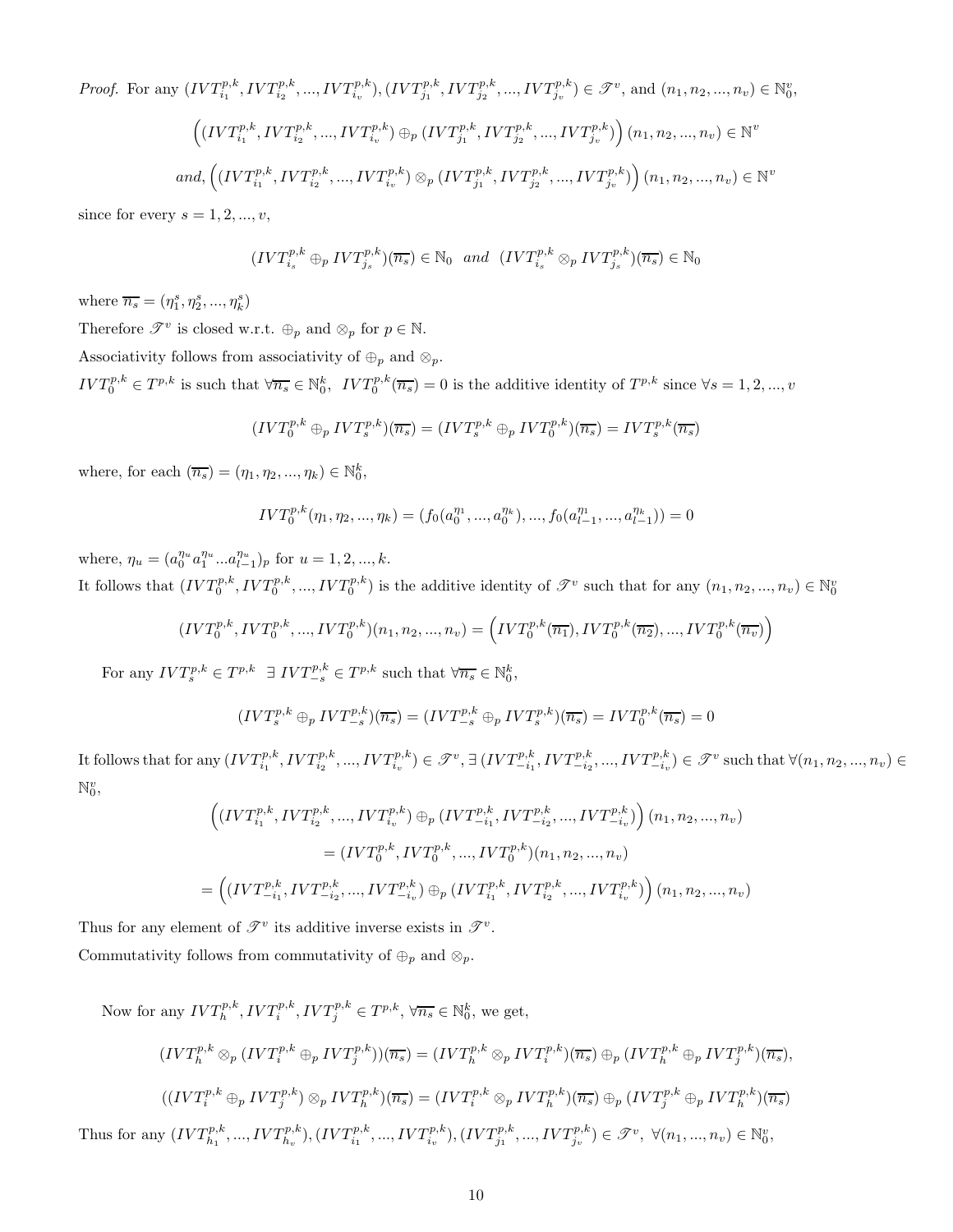*Proof.* For any $(IVT_{i_1}^{p,k}, IVT_{i_2}^{p,k}, ..., IVT_{i_v}^{p,k}), (IVT_{j_1}^{p,k}, IVT_{j_2}^{p,k}, ..., IVT_{j_v}^{p,k}) \in \mathscr{T}^v$, and $(n_1, n_2, ..., n_v) \in \mathbb{N}_0^v$,

$$\left((IVT_{i_1}^{p,k}, IVT_{i_2}^{p,k}, ..., IVT_{i_v}^{p,k}) \oplus_p (IVT_{j_1}^{p,k}, IVT_{j_2}^{p,k}, ..., IVT_{j_v}^{p,k})\right)(n_1, n_2, ..., n_v) \in \mathbb{N}^v$$

$$and, \left((IVT_{i_1}^{p,k}, IVT_{i_2}^{p,k}, ..., IVT_{i_v}^{p,k}) \otimes_p (IVT_{j_1}^{p,k}, IVT_{j_2}^{p,k}, ..., IVT_{j_v}^{p,k})\right)(n_1, n_2, ..., n_v) \in \mathbb{N}^v$$

since for every $s = 1, 2, ..., v$,

$$(IVT_{i_s}^{p,k} \oplus_p IVT_{j_s}^{p,k})(\overline{n_s}) \in \mathbb{N}_0 \quad and \quad (IVT_{i_s}^{p,k} \otimes_p IVT_{j_s}^{p,k})(\overline{n_s}) \in \mathbb{N}_0$$

where $\overline{n_s} = (\eta_1^s, \eta_2^s, ..., \eta_k^s)$

Therefore $\mathscr{T}^v$ is closed w.r.t. $\oplus_p$ and $\otimes_p$ for $p \in \mathbb{N}$.

Associativity follows from associativity of $\oplus_p$ and $\otimes_p$.

$IVT_0^{p,k} \in T^{p,k}$ is such that $\forall \overline{n_s} \in \mathbb{N}_0^k$, $IVT_0^{p,k}(\overline{n_s}) = 0$ is the additive identity of $T^{p,k}$ since $\forall s = 1, 2, ..., v$

$$(IVT_0^{p,k} \oplus_p IVT_s^{p,k})(\overline{n_s}) = (IVT_s^{p,k} \oplus_p IVT_0^{p,k})(\overline{n_s}) = IVT_s^{p,k}(\overline{n_s})$$

where, for each $(\overline{n_s}) = (\eta_1, \eta_2, ..., \eta_k) \in \mathbb{N}_0^k$,

$$IVT_0^{p,k}(\eta_1, \eta_2, ..., \eta_k) = (f_0(a_0^{\eta_1}, ..., a_0^{\eta_k}), ..., f_0(a_{l-1}^{\eta_1}, ..., a_{l-1}^{\eta_k})) = 0$$

where, $\eta_u = (a_0^{\eta_u} a_1^{\eta_u} ... a_{l-1}^{\eta_u})_p$ for $u = 1, 2, ..., k$.

It follows that $(IVT_0^{p,k}, IVT_0^{p,k}, ..., IVT_0^{p,k})$ is the additive identity of $\mathscr{T}^v$ such that for any $(n_1, n_2, ..., n_v) \in \mathbb{N}_0^v$

$$(IVT_0^{p,k}, IVT_0^{p,k}, ..., IVT_0^{p,k})(n_1, n_2, ..., n_v) = \left(IVT_0^{p,k}(\overline{n_1}), IVT_0^{p,k}(\overline{n_2}), ..., IVT_0^{p,k}(\overline{n_v})\right)$$

For any $IVT_s^{p,k} \in T^{p,k}$ $\exists$ $IVT_{-s}^{p,k} \in T^{p,k}$ such that $\forall \overline{n_s} \in \mathbb{N}_0^k$,

$$(IVT_s^{p,k} \oplus_p IVT_{-s}^{p,k})(\overline{n_s}) = (IVT_{-s}^{p,k} \oplus_p IVT_s^{p,k})(\overline{n_s}) = IVT_0^{p,k}(\overline{n_s}) = 0$$

It follows that for any $(IVT_{i_1}^{p,k}, IVT_{i_2}^{p,k}, ..., IVT_{i_v}^{p,k}) \in \mathscr{T}^v$, $\exists$ $(IVT_{-i_1}^{p,k}, IVT_{-i_2}^{p,k}, ..., IVT_{-i_v}^{p,k}) \in \mathscr{T}^v$ such that $\forall (n_1, n_2, ..., n_v) \in \mathbb{N}_0^v$,

$$\left((IVT_{i_1}^{p,k}, IVT_{i_2}^{p,k}, ..., IVT_{i_v}^{p,k}) \oplus_p (IVT_{-i_1}^{p,k}, IVT_{-i_2}^{p,k}, ..., IVT_{-i_v}^{p,k})\right)(n_1, n_2, ..., n_v)$$
$$= (IVT_0^{p,k}, IVT_0^{p,k}, ..., IVT_0^{p,k})(n_1, n_2, ..., n_v)$$
$$= \left((IVT_{-i_1}^{p,k}, IVT_{-i_2}^{p,k}, ..., IVT_{-i_v}^{p,k}) \oplus_p (IVT_{i_1}^{p,k}, IVT_{i_2}^{p,k}, ..., IVT_{i_v}^{p,k})\right)(n_1, n_2, ..., n_v)$$

Thus for any element of $\mathscr{T}^v$ its additive inverse exists in $\mathscr{T}^v$.

Commutativity follows from commutativity of $\oplus_p$ and $\otimes_p$.

Now for any $IVT_h^{p,k}, IVT_i^{p,k}, IVT_j^{p,k} \in T^{p,k}$, $\forall \overline{n_s} \in \mathbb{N}_0^k$, we get,

$$(IVT_h^{p,k} \otimes_p (IVT_i^{p,k} \oplus_p IVT_j^{p,k}))(\overline{n_s}) = (IVT_h^{p,k} \otimes_p IVT_i^{p,k})(\overline{n_s}) \oplus_p (IVT_h^{p,k} \oplus_p IVT_j^{p,k})(\overline{n_s}),$$

$$((IVT_i^{p,k} \oplus_p IVT_j^{p,k}) \otimes_p IVT_h^{p,k})(\overline{n_s}) = (IVT_i^{p,k} \otimes_p IVT_h^{p,k})(\overline{n_s}) \oplus_p (IVT_j^{p,k} \oplus_p IVT_h^{p,k})(\overline{n_s})$$

Thus for any $(IVT_{h_1}^{p,k}, ..., IVT_{h_v}^{p,k}), (IVT_{i_1}^{p,k}, ..., IVT_{i_v}^{p,k}), (IVT_{j_1}^{p,k}, ..., IVT_{j_v}^{p,k}) \in \mathscr{T}^v$, $\forall (n_1, ..., n_v) \in \mathbb{N}_0^v$,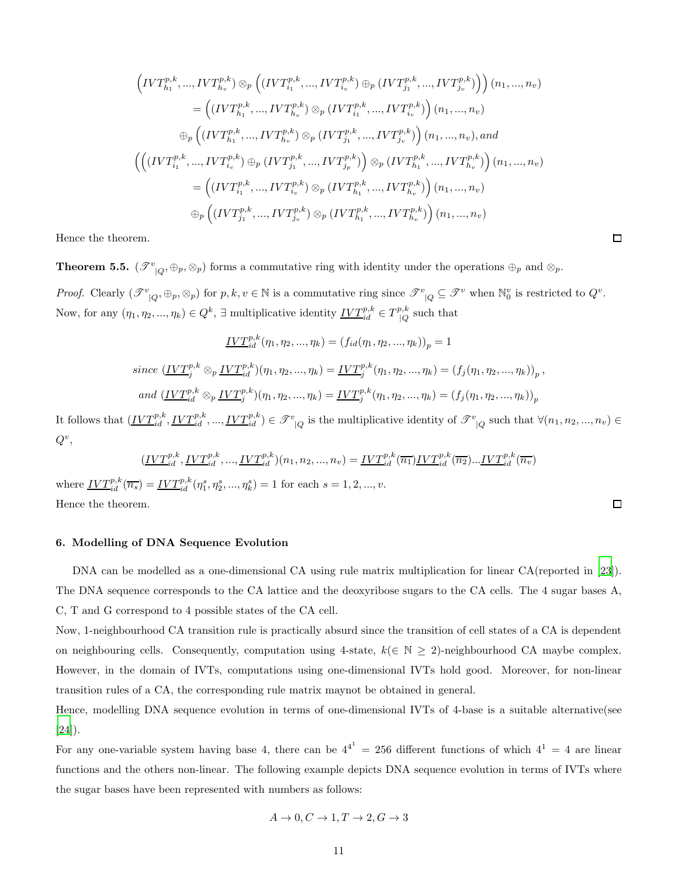$$\left(IVT_{h_1}^{p,k},...,IVT_{h_v}^{p,k}\right) \otimes_p \left((IVT_{i_1}^{p,k},...,IVT_{i_v}^{p,k}) \oplus_p (IVT_{j_1}^{p,k},...,IVT_{j_v}^{p,k})\right)(n_1,...,n_v)$$

$$= \left((IVT_{h_1}^{p,k},...,IVT_{h_v}^{p,k}) \otimes_p (IVT_{i_1}^{p,k},...,IVT_{i_v}^{p,k})\right)(n_1,...,n_v)$$

$$\oplus_p \left((IVT_{h_1}^{p,k},...,IVT_{h_v}^{p,k}) \otimes_p (IVT_{j_1}^{p,k},...,IVT_{j_v}^{p,k})\right)(n_1,...,n_v), and$$

$$\left(\left((IVT_{i_1}^{p,k},...,IVT_{i_v}^{p,k}) \oplus_p (IVT_{j_1}^{p,k},...,IVT_{j_p}^{p,k})\right) \otimes_p (IVT_{h_1}^{p,k},...,IVT_{h_v}^{p,k})\right)(n_1,...,n_v)$$

$$= \left((IVT_{i_1}^{p,k},...,IVT_{i_v}^{p,k}) \otimes_p (IVT_{h_1}^{p,k},...,IVT_{h_v}^{p,k})\right)(n_1,...,n_v)$$

$$\oplus_p \left((IVT_{j_1}^{p,k},...,IVT_{j_v}^{p,k}) \otimes_p (IVT_{h_1}^{p,k},...,IVT_{h_v}^{p,k})\right)(n_1,...,n_v)$$

Hence the theorem. □

**Theorem 5.5.** $(\mathscr{T}^v{}_{|Q}, \oplus_p, \otimes_p)$ forms a commutative ring with identity under the operations $\oplus_p$ and $\otimes_p$.

*Proof.* Clearly $(\mathscr{T}^v{}_{|Q}, \oplus_p, \otimes_p)$ for $p, k, v \in \mathbb{N}$ is a commutative ring since $\mathscr{T}^v{}_{|Q} \subseteq \mathscr{T}^v$ when $\mathbb{N}_0^v$ is restricted to $Q^v$. Now, for any $(\eta_1, \eta_2, ..., \eta_k) \in Q^k$, $\exists$ multiplicative identity $\underline{IVT}_{id}^{p,k} \in T_{|Q}^{p,k}$ such that

$$\underline{IVT}_{id}^{p,k}(\eta_1, \eta_2, ..., \eta_k) = (f_{id}(\eta_1, \eta_2, ..., \eta_k))_p = 1$$

$$since\ (\underline{IVT}_j^{p,k} \otimes_p \underline{IVT}_{id}^{p,k})(\eta_1, \eta_2, ..., \eta_k) = \underline{IVT}_j^{p,k}(\eta_1, \eta_2, ..., \eta_k) = (f_j(\eta_1, \eta_2, ..., \eta_k))_p\,,$$

$$and\ (\underline{IVT}_{id}^{p,k} \otimes_p \underline{IVT}_j^{p,k})(\eta_1, \eta_2, ..., \eta_k) = \underline{IVT}_j^{p,k}(\eta_1, \eta_2, ..., \eta_k) = (f_j(\eta_1, \eta_2, ..., \eta_k))_p$$

It follows that $(\underline{IVT}_{id}^{p,k}, \underline{IVT}_{id}^{p,k}, ..., \underline{IVT}_{id}^{p,k}) \in \mathscr{T}^v{}_{|Q}$ is the multiplicative identity of $\mathscr{T}^v{}_{|Q}$ such that $\forall (n_1, n_2, ..., n_v) \in Q^v$,

$$(\underline{IVT}_{id}^{p,k}, \underline{IVT}_{id}^{p,k}, ..., \underline{IVT}_{id}^{p,k})(n_1, n_2, ..., n_v) = \underline{IVT}_{id}^{p,k}(\overline{n_1})\underline{IVT}_{id}^{p,k}(\overline{n_2})...\underline{IVT}_{id}^{p,k}(\overline{n_v})$$

where $\underline{IVT}_{id}^{p,k}(\overline{n_s}) = \underline{IVT}_{id}^{p,k}(\eta_1^s, \eta_2^s, ..., \eta_k^s) = 1$ for each $s = 1, 2, ..., v$.
Hence the theorem. □

## 6. Modelling of DNA Sequence Evolution

DNA can be modelled as a one-dimensional CA using rule matrix multiplication for linear CA(reported in [23]). The DNA sequence corresponds to the CA lattice and the deoxyribose sugars to the CA cells. The 4 sugar bases A, C, T and G correspond to 4 possible states of the CA cell.

Now, 1-neighbourhood CA transition rule is practically absurd since the transition of cell states of a CA is dependent on neighbouring cells. Consequently, computation using 4-state, $k(\in \mathbb{N} \geq 2)$-neighbourhood CA maybe complex. However, in the domain of IVTs, computations using one-dimensional IVTs hold good. Moreover, for non-linear transition rules of a CA, the corresponding rule matrix maynot be obtained in general.

Hence, modelling DNA sequence evolution in terms of one-dimensional IVTs of 4-base is a suitable alternative(see [24]).

For any one-variable system having base 4, there can be $4^{4^1} = 256$ different functions of which $4^1 = 4$ are linear functions and the others non-linear. The following example depicts DNA sequence evolution in terms of IVTs where the sugar bases have been represented with numbers as follows:

$$A \to 0, C \to 1, T \to 2, G \to 3$$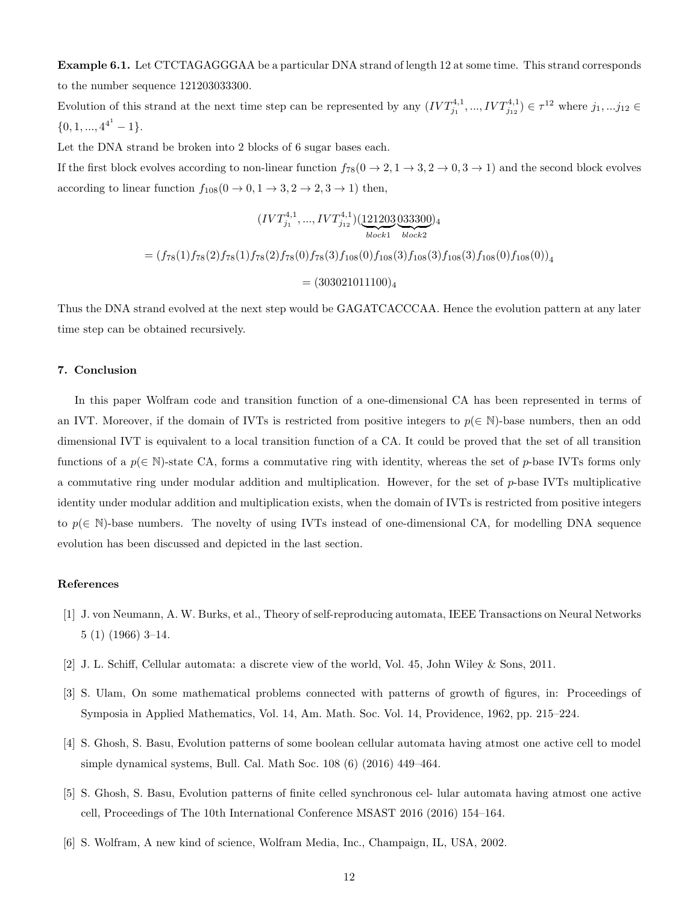**Example 6.1.** Let CTCTAGAGGGAA be a particular DNA strand of length 12 at some time. This strand corresponds to the number sequence 121203033300.

Evolution of this strand at the next time step can be represented by any $(IVT^{4,1}_{j_1}, ..., IVT^{4,1}_{j_{12}}) \in \tau^{12}$ where $j_1, ...j_{12} \in \{0, 1, ..., 4^{4^1} - 1\}$.

Let the DNA strand be broken into 2 blocks of 6 sugar bases each.

If the first block evolves according to non-linear function $f_{78}(0 \to 2, 1 \to 3, 2 \to 0, 3 \to 1)$ and the second block evolves according to linear function $f_{108}(0 \to 0, 1 \to 3, 2 \to 2, 3 \to 1)$ then,

$$(IVT^{4,1}_{j_1}, ..., IVT^{4,1}_{j_{12}})(\underbrace{121203}_{block1}\underbrace{033300}_{block2})_4$$

$$= (f_{78}(1)f_{78}(2)f_{78}(1)f_{78}(2)f_{78}(0)f_{78}(3)f_{108}(0)f_{108}(3)f_{108}(3)f_{108}(3)f_{108}(0)f_{108}(0))_4$$

$$= (303021011100)_4$$

Thus the DNA strand evolved at the next step would be GAGATCACCCAA. Hence the evolution pattern at any later time step can be obtained recursively.

## 7. Conclusion

In this paper Wolfram code and transition function of a one-dimensional CA has been represented in terms of an IVT. Moreover, if the domain of IVTs is restricted from positive integers to $p(\in \mathbb{N})$-base numbers, then an odd dimensional IVT is equivalent to a local transition function of a CA. It could be proved that the set of all transition functions of a $p(\in \mathbb{N})$-state CA, forms a commutative ring with identity, whereas the set of $p$-base IVTs forms only a commutative ring under modular addition and multiplication. However, for the set of $p$-base IVTs multiplicative identity under modular addition and multiplication exists, when the domain of IVTs is restricted from positive integers to $p(\in \mathbb{N})$-base numbers. The novelty of using IVTs instead of one-dimensional CA, for modelling DNA sequence evolution has been discussed and depicted in the last section.

## References

[1] J. von Neumann, A. W. Burks, et al., Theory of self-reproducing automata, IEEE Transactions on Neural Networks 5 (1) (1966) 3–14.

[2] J. L. Schiff, Cellular automata: a discrete view of the world, Vol. 45, John Wiley & Sons, 2011.

[3] S. Ulam, On some mathematical problems connected with patterns of growth of figures, in: Proceedings of Symposia in Applied Mathematics, Vol. 14, Am. Math. Soc. Vol. 14, Providence, 1962, pp. 215–224.

[4] S. Ghosh, S. Basu, Evolution patterns of some boolean cellular automata having atmost one active cell to model simple dynamical systems, Bull. Cal. Math Soc. 108 (6) (2016) 449–464.

[5] S. Ghosh, S. Basu, Evolution patterns of finite celled synchronous cel- lular automata having atmost one active cell, Proceedings of The 10th International Conference MSAST 2016 (2016) 154–164.

[6] S. Wolfram, A new kind of science, Wolfram Media, Inc., Champaign, IL, USA, 2002.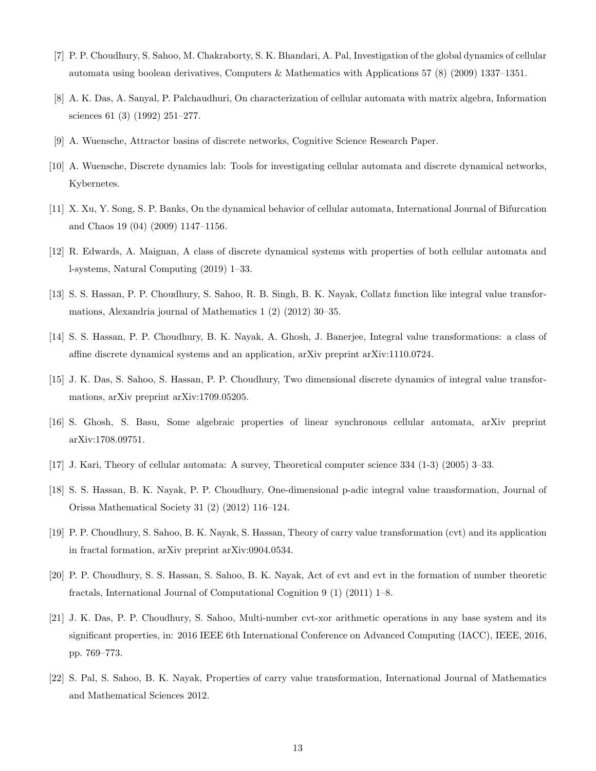[7] P. P. Choudhury, S. Sahoo, M. Chakraborty, S. K. Bhandari, A. Pal, Investigation of the global dynamics of cellular automata using boolean derivatives, Computers & Mathematics with Applications 57 (8) (2009) 1337–1351.

[8] A. K. Das, A. Sanyal, P. Palchaudhuri, On characterization of cellular automata with matrix algebra, Information sciences 61 (3) (1992) 251–277.

[9] A. Wuensche, Attractor basins of discrete networks, Cognitive Science Research Paper.

[10] A. Wuensche, Discrete dynamics lab: Tools for investigating cellular automata and discrete dynamical networks, Kybernetes.

[11] X. Xu, Y. Song, S. P. Banks, On the dynamical behavior of cellular automata, International Journal of Bifurcation and Chaos 19 (04) (2009) 1147–1156.

[12] R. Edwards, A. Maignan, A class of discrete dynamical systems with properties of both cellular automata and l-systems, Natural Computing (2019) 1–33.

[13] S. S. Hassan, P. P. Choudhury, S. Sahoo, R. B. Singh, B. K. Nayak, Collatz function like integral value transformations, Alexandria journal of Mathematics 1 (2) (2012) 30–35.

[14] S. S. Hassan, P. P. Choudhury, B. K. Nayak, A. Ghosh, J. Banerjee, Integral value transformations: a class of affine discrete dynamical systems and an application, arXiv preprint arXiv:1110.0724.

[15] J. K. Das, S. Sahoo, S. Hassan, P. P. Choudhury, Two dimensional discrete dynamics of integral value transformations, arXiv preprint arXiv:1709.05205.

[16] S. Ghosh, S. Basu, Some algebraic properties of linear synchronous cellular automata, arXiv preprint arXiv:1708.09751.

[17] J. Kari, Theory of cellular automata: A survey, Theoretical computer science 334 (1-3) (2005) 3–33.

[18] S. S. Hassan, B. K. Nayak, P. P. Choudhury, One-dimensional p-adic integral value transformation, Journal of Orissa Mathematical Society 31 (2) (2012) 116–124.

[19] P. P. Choudhury, S. Sahoo, B. K. Nayak, S. Hassan, Theory of carry value transformation (cvt) and its application in fractal formation, arXiv preprint arXiv:0904.0534.

[20] P. P. Choudhury, S. S. Hassan, S. Sahoo, B. K. Nayak, Act of cvt and evt in the formation of number theoretic fractals, International Journal of Computational Cognition 9 (1) (2011) 1–8.

[21] J. K. Das, P. P. Choudhury, S. Sahoo, Multi-number cvt-xor arithmetic operations in any base system and its significant properties, in: 2016 IEEE 6th International Conference on Advanced Computing (IACC), IEEE, 2016, pp. 769–773.

[22] S. Pal, S. Sahoo, B. K. Nayak, Properties of carry value transformation, International Journal of Mathematics and Mathematical Sciences 2012.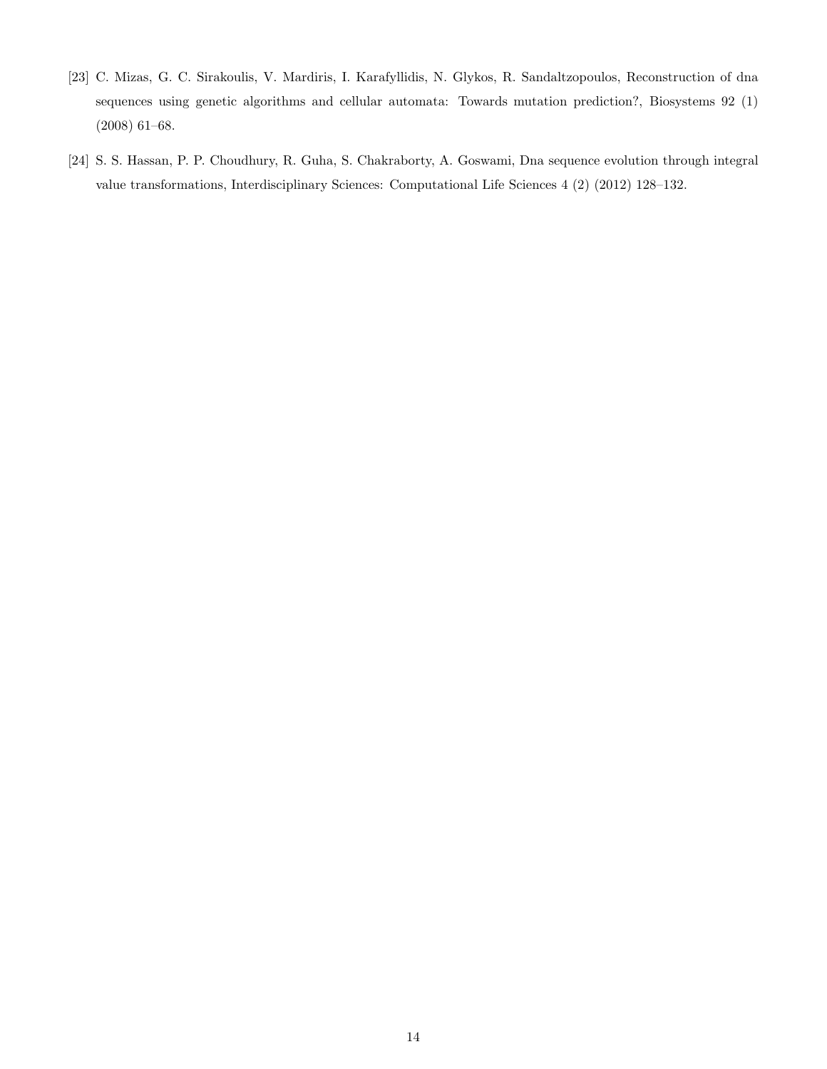[23] C. Mizas, G. C. Sirakoulis, V. Mardiris, I. Karafyllidis, N. Glykos, R. Sandaltzopoulos, Reconstruction of dna sequences using genetic algorithms and cellular automata: Towards mutation prediction?, Biosystems 92 (1) (2008) 61–68.

[24] S. S. Hassan, P. P. Choudhury, R. Guha, S. Chakraborty, A. Goswami, Dna sequence evolution through integral value transformations, Interdisciplinary Sciences: Computational Life Sciences 4 (2) (2012) 128–132.